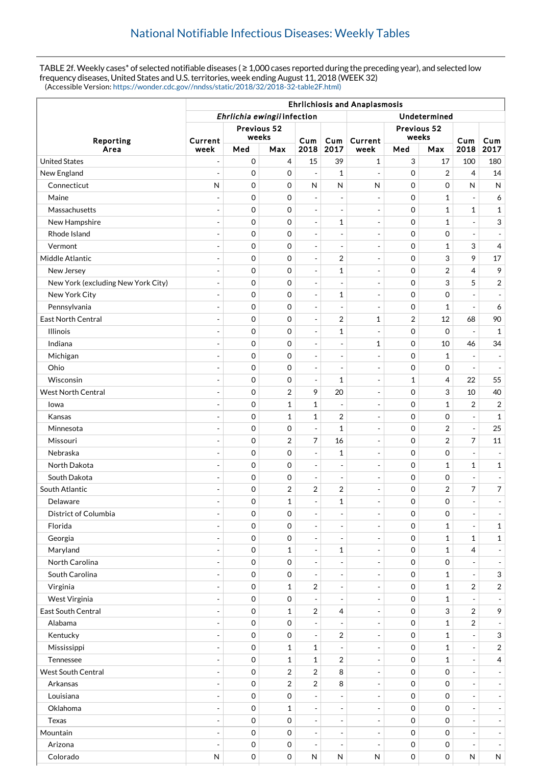## National Notifiable Infectious Diseases: Weekly Tables

TABLE 2f. Weekly cases* of selected notifiable diseases ( ≥ 1,000 cases reported during the preceding year), and selected low frequency diseases, United States and U.S. territories, week ending August 11, 2018 (WEEK 32)
(Accessible Version: https://wonder.cdc.gov//nndss/static/2018/32/2018-32-table2F.html)

| Reporting Area | Ehrlichiosis and Anaplasmosis | | | | | | | | | |
|---|---|---|---|---|---|---|---|---|---|---|
| | *Ehrlichia ewingii* infection | | | | | Undetermined | | | | |
| | Current week | Previous 52 weeks | | Cum 2018 | Cum 2017 | Current week | Previous 52 weeks | | Cum 2018 | Cum 2017 |
| | | Med | Max | | | | Med | Max | | |
| United States | - | 0 | 4 | 15 | 39 | 1 | 3 | 17 | 100 | 180 |
| New England | - | 0 | 0 | - | 1 | - | 0 | 2 | 4 | 14 |
| Connecticut | N | 0 | 0 | N | N | N | 0 | 0 | N | N |
| Maine | - | 0 | 0 | - | - | - | 0 | 1 | - | 6 |
| Massachusetts | - | 0 | 0 | - | - | - | 0 | 1 | 1 | 1 |
| New Hampshire | - | 0 | 0 | - | 1 | - | 0 | 1 | - | 3 |
| Rhode Island | - | 0 | 0 | - | - | - | 0 | 0 | - | - |
| Vermont | - | 0 | 0 | - | - | - | 0 | 1 | 3 | 4 |
| Middle Atlantic | - | 0 | 0 | - | 2 | - | 0 | 3 | 9 | 17 |
| New Jersey | - | 0 | 0 | - | 1 | - | 0 | 2 | 4 | 9 |
| New York (excluding New York City) | - | 0 | 0 | - | - | - | 0 | 3 | 5 | 2 |
| New York City | - | 0 | 0 | - | 1 | - | 0 | 0 | - | - |
| Pennsylvania | - | 0 | 0 | - | - | - | 0 | 1 | - | 6 |
| East North Central | - | 0 | 0 | - | 2 | 1 | 2 | 12 | 68 | 90 |
| Illinois | - | 0 | 0 | - | 1 | - | 0 | 0 | - | 1 |
| Indiana | - | 0 | 0 | - | - | 1 | 0 | 10 | 46 | 34 |
| Michigan | - | 0 | 0 | - | - | - | 0 | 1 | - | - |
| Ohio | - | 0 | 0 | - | - | - | 0 | 0 | - | - |
| Wisconsin | - | 0 | 0 | - | 1 | - | 1 | 4 | 22 | 55 |
| West North Central | - | 0 | 2 | 9 | 20 | - | 0 | 3 | 10 | 40 |
| Iowa | - | 0 | 1 | 1 | - | - | 0 | 1 | 2 | 2 |
| Kansas | - | 0 | 1 | 1 | 2 | - | 0 | 0 | - | 1 |
| Minnesota | - | 0 | 0 | - | 1 | - | 0 | 2 | - | 25 |
| Missouri | - | 0 | 2 | 7 | 16 | - | 0 | 2 | 7 | 11 |
| Nebraska | - | 0 | 0 | - | 1 | - | 0 | 0 | - | - |
| North Dakota | - | 0 | 0 | - | - | - | 0 | 1 | 1 | 1 |
| South Dakota | - | 0 | 0 | - | - | - | 0 | 0 | - | - |
| South Atlantic | - | 0 | 2 | 2 | 2 | - | 0 | 2 | 7 | 7 |
| Delaware | - | 0 | 1 | - | 1 | - | 0 | 0 | - | - |
| District of Columbia | - | 0 | 0 | - | - | - | 0 | 0 | - | - |
| Florida | - | 0 | 0 | - | - | - | 0 | 1 | - | 1 |
| Georgia | - | 0 | 0 | - | - | - | 0 | 1 | 1 | 1 |
| Maryland | - | 0 | 1 | - | 1 | - | 0 | 1 | 4 | - |
| North Carolina | - | 0 | 0 | - | - | - | 0 | 0 | - | - |
| South Carolina | - | 0 | 0 | - | - | - | 0 | 1 | - | 3 |
| Virginia | - | 0 | 1 | 2 | - | - | 0 | 1 | 2 | 2 |
| West Virginia | - | 0 | 0 | - | - | - | 0 | 1 | - | - |
| East South Central | - | 0 | 1 | 2 | 4 | - | 0 | 3 | 2 | 9 |
| Alabama | - | 0 | 0 | - | - | - | 0 | 1 | 2 | - |
| Kentucky | - | 0 | 0 | - | 2 | - | 0 | 1 | - | 3 |
| Mississippi | - | 0 | 1 | 1 | - | - | 0 | 1 | - | 2 |
| Tennessee | - | 0 | 1 | 1 | 2 | - | 0 | 1 | - | 4 |
| West South Central | - | 0 | 2 | 2 | 8 | - | 0 | 0 | - | - |
| Arkansas | - | 0 | 2 | 2 | 8 | - | 0 | 0 | - | - |
| Louisiana | - | 0 | 0 | - | - | - | 0 | 0 | - | - |
| Oklahoma | - | 0 | 1 | - | - | - | 0 | 0 | - | - |
| Texas | - | 0 | 0 | - | - | - | 0 | 0 | - | - |
| Mountain | - | 0 | 0 | - | - | - | 0 | 0 | - | - |
| Arizona | - | 0 | 0 | - | - | - | 0 | 0 | - | - |
| Colorado | N | 0 | 0 | N | N | N | 0 | 0 | N | N |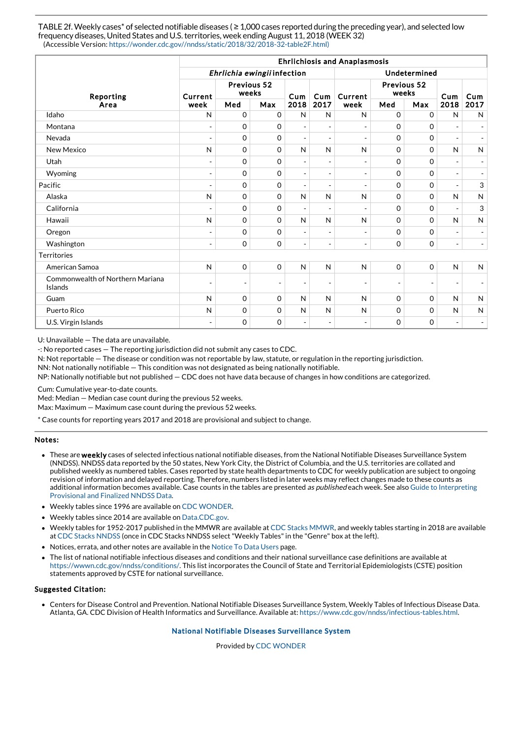TABLE 2f. Weekly cases* of selected notifiable diseases ( ≥ 1,000 cases reported during the preceding year), and selected low frequency diseases, United States and U.S. territories, week ending August 11, 2018 (WEEK 32)
(Accessible Version: https://wonder.cdc.gov//nndss/static/2018/32/2018-32-table2F.html)

| Reporting Area | Ehrlichiosis and Anaplasmosis | | | | | | | | | |
|---|---|---|---|---|---|---|---|---|---|---|
| | *Ehrlichia ewingii* infection | | | | | Undetermined | | | | |
| | Current week | Previous 52 weeks | | Cum 2018 | Cum 2017 | Current week | Previous 52 weeks | | Cum 2018 | Cum 2017 |
| | | Med | Max | | | | Med | Max | | |
| Idaho | N | 0 | 0 | N | N | N | 0 | 0 | N | N |
| Montana | - | 0 | 0 | - | - | - | 0 | 0 | - | - |
| Nevada | - | 0 | 0 | - | - | - | 0 | 0 | - | - |
| New Mexico | N | 0 | 0 | N | N | N | 0 | 0 | N | N |
| Utah | - | 0 | 0 | - | - | - | 0 | 0 | - | - |
| Wyoming | - | 0 | 0 | - | - | - | 0 | 0 | - | - |
| Pacific | - | 0 | 0 | - | - | - | 0 | 0 | - | 3 |
| Alaska | N | 0 | 0 | N | N | N | 0 | 0 | N | N |
| California | - | 0 | 0 | - | - | - | 0 | 0 | - | 3 |
| Hawaii | N | 0 | 0 | N | N | N | 0 | 0 | N | N |
| Oregon | - | 0 | 0 | - | - | - | 0 | 0 | - | - |
| Washington | - | 0 | 0 | - | - | - | 0 | 0 | - | - |
| Territories | | | | | | | | | | |
| American Samoa | N | 0 | 0 | N | N | N | 0 | 0 | N | N |
| Commonwealth of Northern Mariana Islands | - | - | - | - | - | - | - | - | - | - |
| Guam | N | 0 | 0 | N | N | N | 0 | 0 | N | N |
| Puerto Rico | N | 0 | 0 | N | N | N | 0 | 0 | N | N |
| U.S. Virgin Islands | - | 0 | 0 | - | - | - | 0 | 0 | - | - |

U: Unavailable — The data are unavailable.
-: No reported cases — The reporting jurisdiction did not submit any cases to CDC.
N: Not reportable — The disease or condition was not reportable by law, statute, or regulation in the reporting jurisdiction.
NN: Not nationally notifiable — This condition was not designated as being nationally notifiable.
NP: Nationally notifiable but not published — CDC does not have data because of changes in how conditions are categorized.

Cum: Cumulative year-to-date counts.
Med: Median — Median case count during the previous 52 weeks.
Max: Maximum — Maximum case count during the previous 52 weeks.

* Case counts for reporting years 2017 and 2018 are provisional and subject to change.

### Notes:

- These are **weekly** cases of selected infectious national notifiable diseases, from the National Notifiable Diseases Surveillance System (NNDSS). NNDSS data reported by the 50 states, New York City, the District of Columbia, and the U.S. territories are collated and published weekly as numbered tables. Cases reported by state health departments to CDC for weekly publication are subject to ongoing revision of information and delayed reporting. Therefore, numbers listed in later weeks may reflect changes made to these counts as additional information becomes available. Case counts in the tables are presented *as published* each week. See also Guide to Interpreting Provisional and Finalized NNDSS Data.
- Weekly tables since 1996 are available on CDC WONDER.
- Weekly tables since 2014 are available on Data.CDC.gov.
- Weekly tables for 1952-2017 published in the MMWR are available at CDC Stacks MMWR, and weekly tables starting in 2018 are available at CDC Stacks NNDSS (once in CDC Stacks NNDSS select "Weekly Tables" in the "Genre" box at the left).
- Notices, errata, and other notes are available in the Notice To Data Users page.
- The list of national notifiable infectious diseases and conditions and their national surveillance case definitions are available at https://wwwn.cdc.gov/nndss/conditions/. This list incorporates the Council of State and Territorial Epidemiologists (CSTE) position statements approved by CSTE for national surveillance.

### Suggested Citation:

- Centers for Disease Control and Prevention. National Notifiable Diseases Surveillance System, Weekly Tables of Infectious Disease Data. Atlanta, GA. CDC Division of Health Informatics and Surveillance. Available at: https://www.cdc.gov/nndss/infectious-tables.html.

National Notifiable Diseases Surveillance System

Provided by CDC WONDER